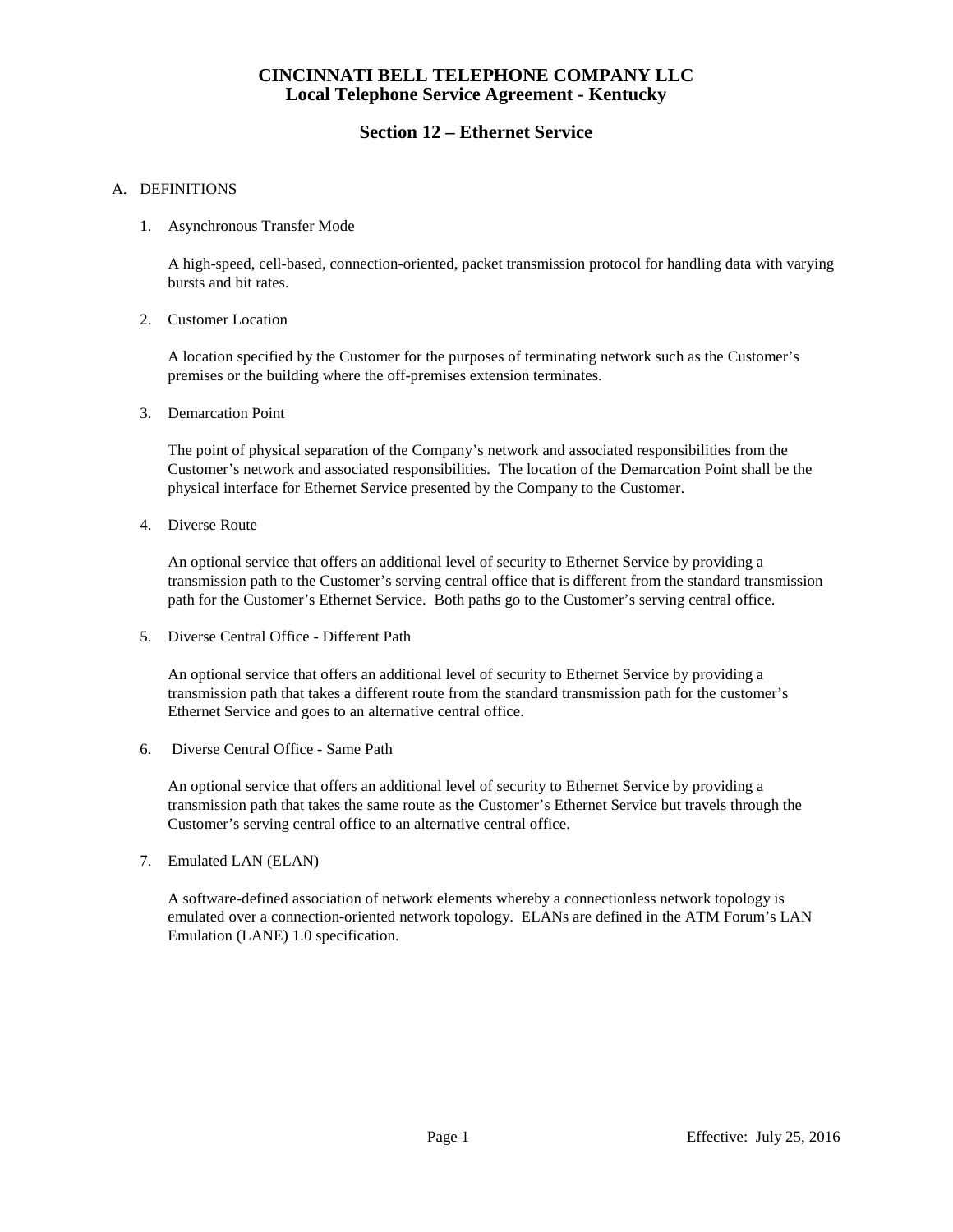# CINCINNATI BELL TELEPHONE COMPANY LLC
## Local Telephone Service Agreement - Kentucky

## Section 12 – Ethernet Service

A. DEFINITIONS

1. Asynchronous Transfer Mode

   A high-speed, cell-based, connection-oriented, packet transmission protocol for handling data with varying bursts and bit rates.

2. Customer Location

   A location specified by the Customer for the purposes of terminating network such as the Customer's premises or the building where the off-premises extension terminates.

3. Demarcation Point

   The point of physical separation of the Company's network and associated responsibilities from the Customer's network and associated responsibilities. The location of the Demarcation Point shall be the physical interface for Ethernet Service presented by the Company to the Customer.

4. Diverse Route

   An optional service that offers an additional level of security to Ethernet Service by providing a transmission path to the Customer's serving central office that is different from the standard transmission path for the Customer's Ethernet Service. Both paths go to the Customer's serving central office.

5. Diverse Central Office - Different Path

   An optional service that offers an additional level of security to Ethernet Service by providing a transmission path that takes a different route from the standard transmission path for the customer's Ethernet Service and goes to an alternative central office.

6. Diverse Central Office - Same Path

   An optional service that offers an additional level of security to Ethernet Service by providing a transmission path that takes the same route as the Customer's Ethernet Service but travels through the Customer's serving central office to an alternative central office.

7. Emulated LAN (ELAN)

   A software-defined association of network elements whereby a connectionless network topology is emulated over a connection-oriented network topology. ELANs are defined in the ATM Forum's LAN Emulation (LANE) 1.0 specification.

Effective: July 25, 2016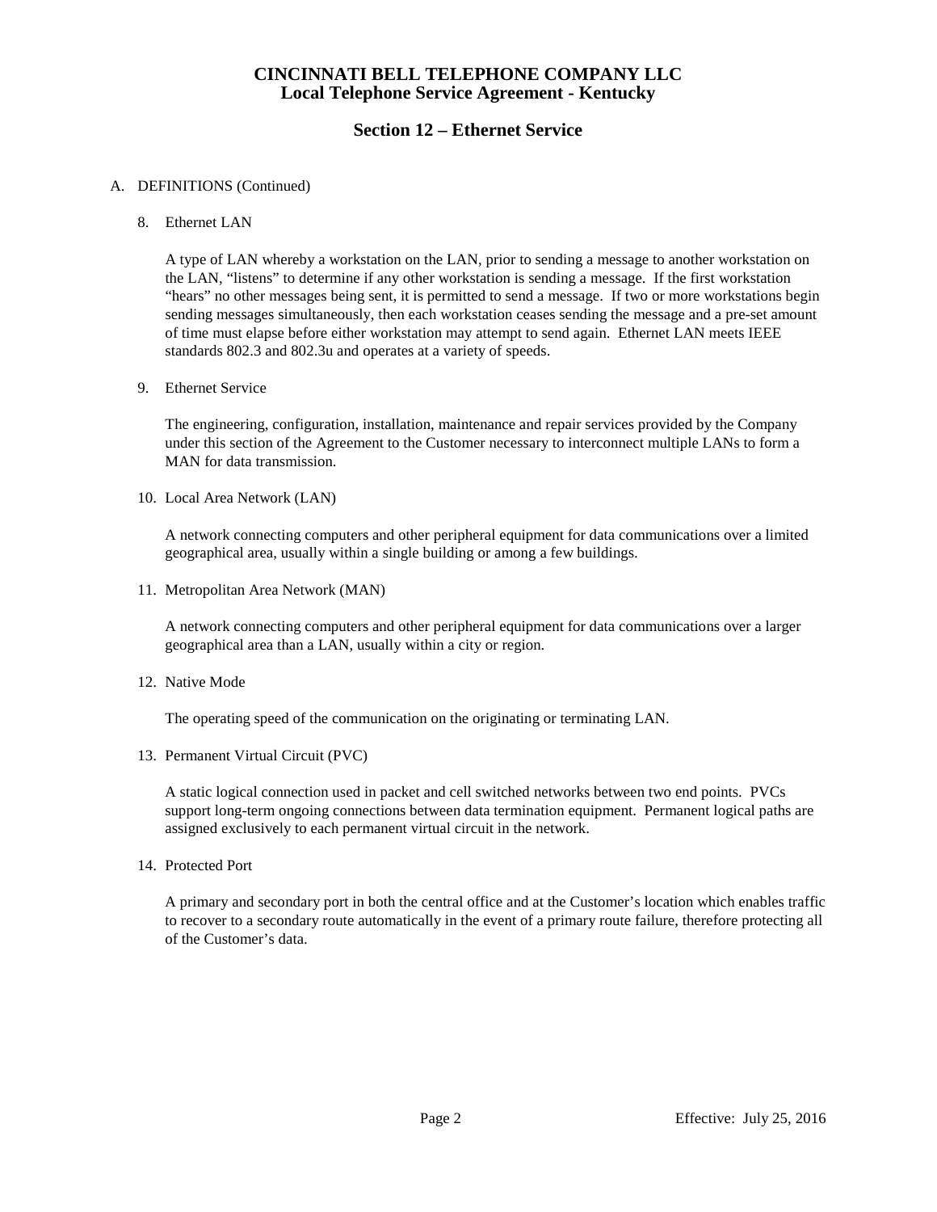# CINCINNATI BELL TELEPHONE COMPANY LLC
## Local Telephone Service Agreement - Kentucky

## Section 12 – Ethernet Service

A. DEFINITIONS (Continued)

8. Ethernet LAN

   A type of LAN whereby a workstation on the LAN, prior to sending a message to another workstation on the LAN, "listens" to determine if any other workstation is sending a message. If the first workstation "hears" no other messages being sent, it is permitted to send a message. If two or more workstations begin sending messages simultaneously, then each workstation ceases sending the message and a pre-set amount of time must elapse before either workstation may attempt to send again. Ethernet LAN meets IEEE standards 802.3 and 802.3u and operates at a variety of speeds.

9. Ethernet Service

   The engineering, configuration, installation, maintenance and repair services provided by the Company under this section of the Agreement to the Customer necessary to interconnect multiple LANs to form a MAN for data transmission.

10. Local Area Network (LAN)

    A network connecting computers and other peripheral equipment for data communications over a limited geographical area, usually within a single building or among a few buildings.

11. Metropolitan Area Network (MAN)

    A network connecting computers and other peripheral equipment for data communications over a larger geographical area than a LAN, usually within a city or region.

12. Native Mode

    The operating speed of the communication on the originating or terminating LAN.

13. Permanent Virtual Circuit (PVC)

    A static logical connection used in packet and cell switched networks between two end points. PVCs support long-term ongoing connections between data termination equipment. Permanent logical paths are assigned exclusively to each permanent virtual circuit in the network.

14. Protected Port

    A primary and secondary port in both the central office and at the Customer's location which enables traffic to recover to a secondary route automatically in the event of a primary route failure, therefore protecting all of the Customer's data.

Effective: July 25, 2016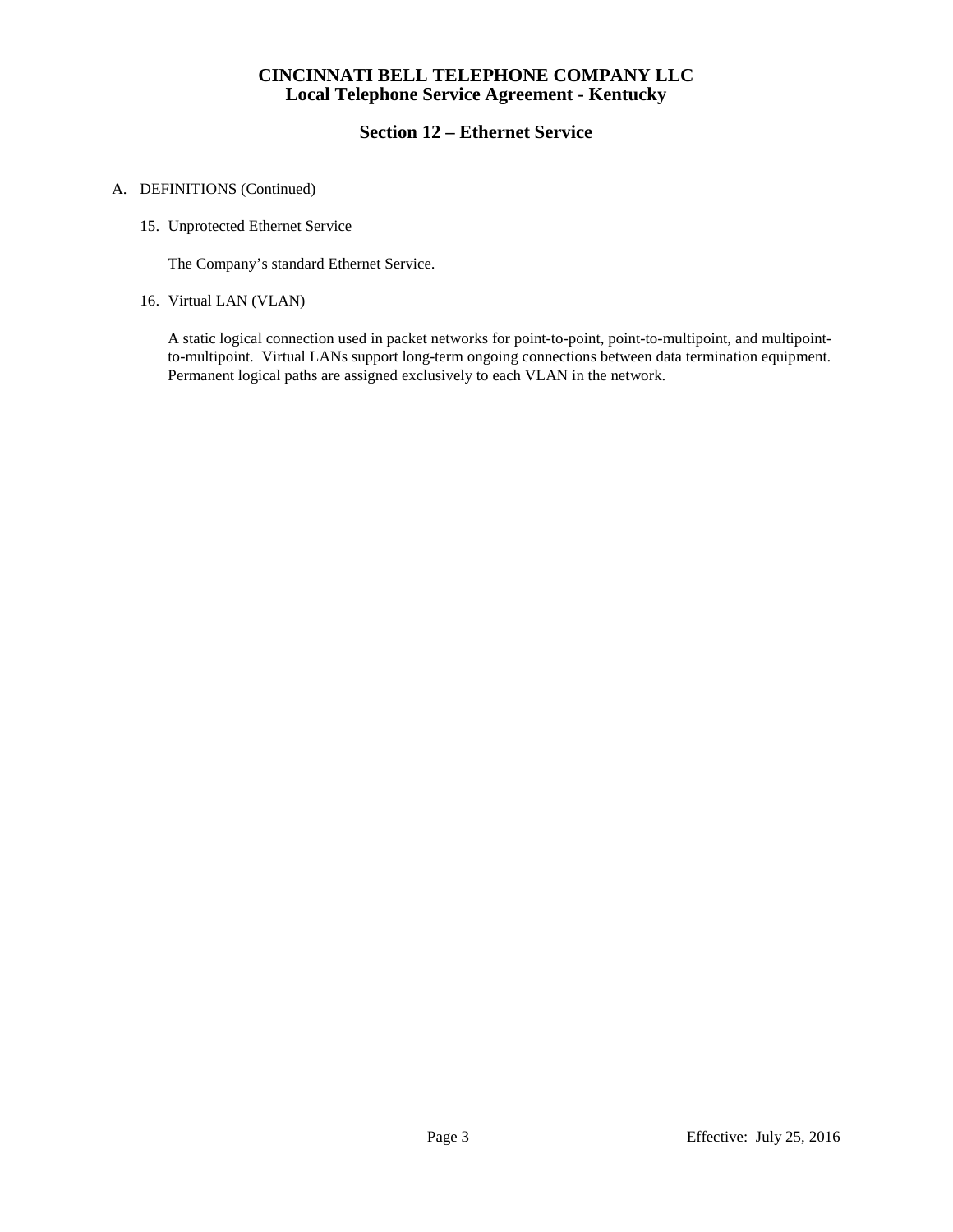# CINCINNATI BELL TELEPHONE COMPANY LLC
# Local Telephone Service Agreement - Kentucky

## Section 12 – Ethernet Service

A. DEFINITIONS (Continued)

15. Unprotected Ethernet Service

    The Company's standard Ethernet Service.

16. Virtual LAN (VLAN)

    A static logical connection used in packet networks for point-to-point, point-to-multipoint, and multipoint-to-multipoint. Virtual LANs support long-term ongoing connections between data termination equipment. Permanent logical paths are assigned exclusively to each VLAN in the network.

Effective: July 25, 2016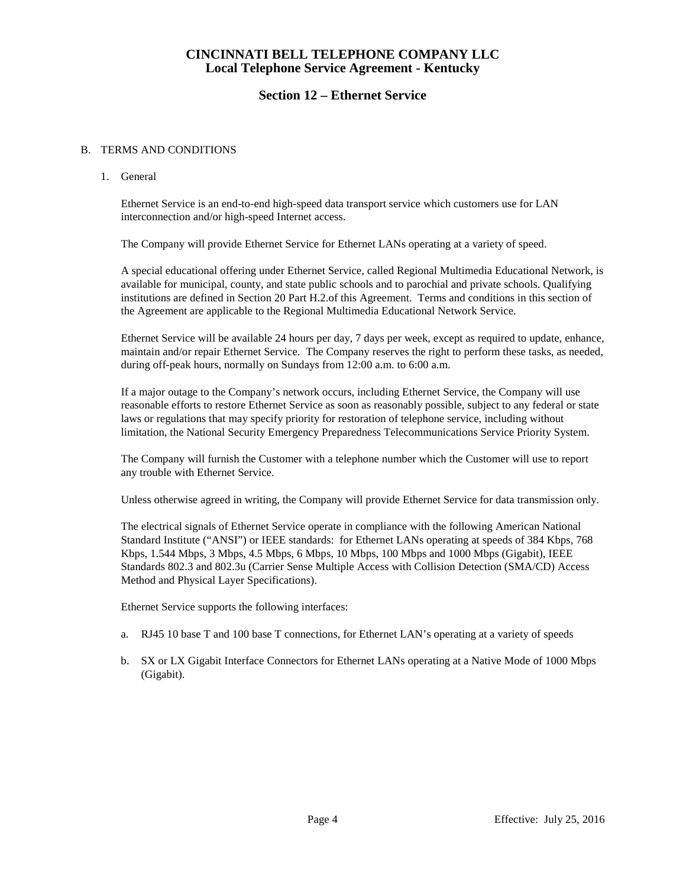# CINCINNATI BELL TELEPHONE COMPANY LLC
## Local Telephone Service Agreement - Kentucky

## Section 12 – Ethernet Service

B. TERMS AND CONDITIONS

1. General

Ethernet Service is an end-to-end high-speed data transport service which customers use for LAN interconnection and/or high-speed Internet access.

The Company will provide Ethernet Service for Ethernet LANs operating at a variety of speed.

A special educational offering under Ethernet Service, called Regional Multimedia Educational Network, is available for municipal, county, and state public schools and to parochial and private schools. Qualifying institutions are defined in Section 20 Part H.2.of this Agreement. Terms and conditions in this section of the Agreement are applicable to the Regional Multimedia Educational Network Service.

Ethernet Service will be available 24 hours per day, 7 days per week, except as required to update, enhance, maintain and/or repair Ethernet Service. The Company reserves the right to perform these tasks, as needed, during off-peak hours, normally on Sundays from 12:00 a.m. to 6:00 a.m.

If a major outage to the Company's network occurs, including Ethernet Service, the Company will use reasonable efforts to restore Ethernet Service as soon as reasonably possible, subject to any federal or state laws or regulations that may specify priority for restoration of telephone service, including without limitation, the National Security Emergency Preparedness Telecommunications Service Priority System.

The Company will furnish the Customer with a telephone number which the Customer will use to report any trouble with Ethernet Service.

Unless otherwise agreed in writing, the Company will provide Ethernet Service for data transmission only.

The electrical signals of Ethernet Service operate in compliance with the following American National Standard Institute ("ANSI") or IEEE standards: for Ethernet LANs operating at speeds of 384 Kbps, 768 Kbps, 1.544 Mbps, 3 Mbps, 4.5 Mbps, 6 Mbps, 10 Mbps, 100 Mbps and 1000 Mbps (Gigabit), IEEE Standards 802.3 and 802.3u (Carrier Sense Multiple Access with Collision Detection (SMA/CD) Access Method and Physical Layer Specifications).

Ethernet Service supports the following interfaces:

a. RJ45 10 base T and 100 base T connections, for Ethernet LAN's operating at a variety of speeds

b. SX or LX Gigabit Interface Connectors for Ethernet LANs operating at a Native Mode of 1000 Mbps (Gigabit).

Effective: July 25, 2016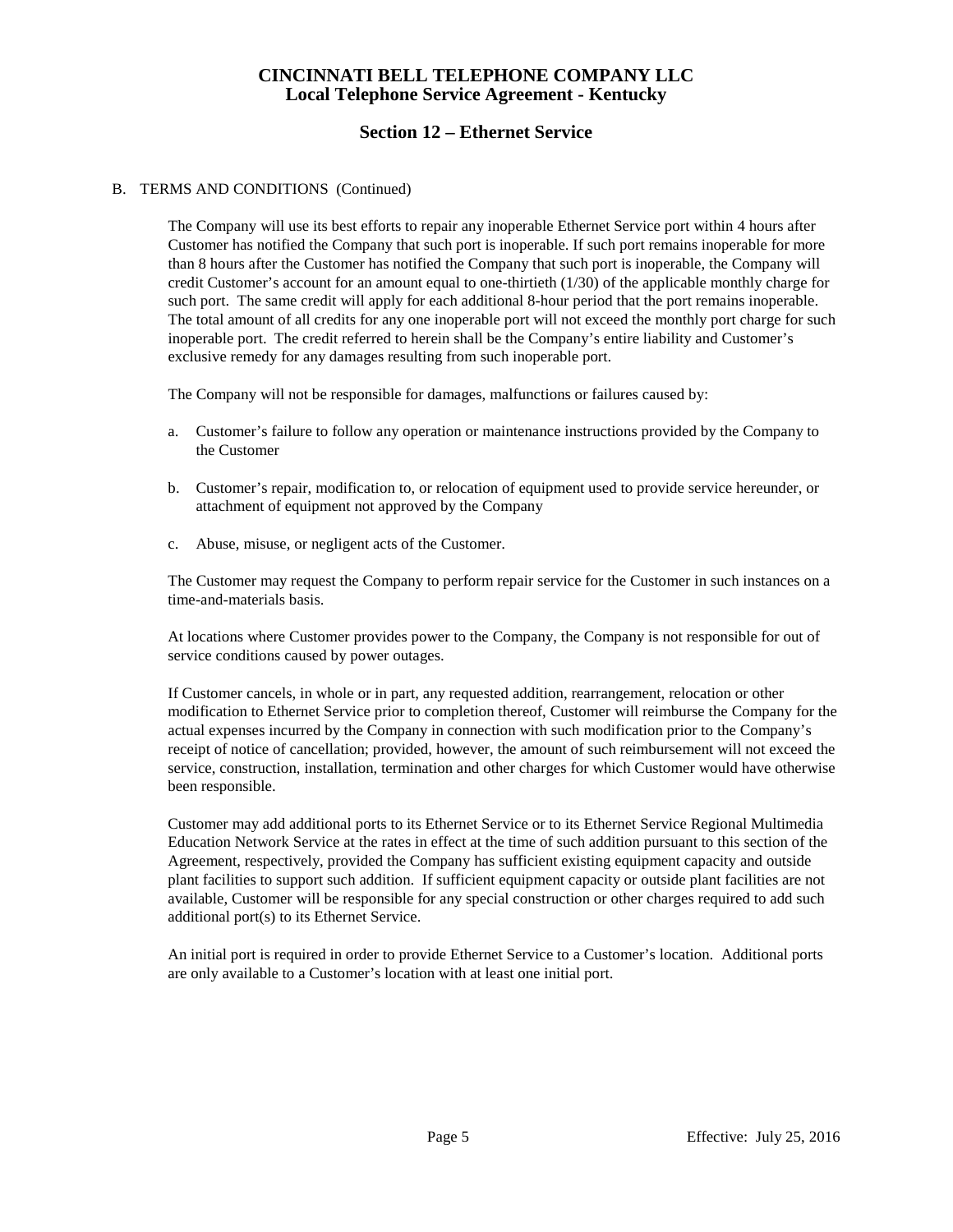# CINCINNATI BELL TELEPHONE COMPANY LLC
## Local Telephone Service Agreement - Kentucky

## Section 12 – Ethernet Service

B. TERMS AND CONDITIONS (Continued)

The Company will use its best efforts to repair any inoperable Ethernet Service port within 4 hours after Customer has notified the Company that such port is inoperable. If such port remains inoperable for more than 8 hours after the Customer has notified the Company that such port is inoperable, the Company will credit Customer's account for an amount equal to one-thirtieth (1/30) of the applicable monthly charge for such port. The same credit will apply for each additional 8-hour period that the port remains inoperable. The total amount of all credits for any one inoperable port will not exceed the monthly port charge for such inoperable port. The credit referred to herein shall be the Company's entire liability and Customer's exclusive remedy for any damages resulting from such inoperable port.

The Company will not be responsible for damages, malfunctions or failures caused by:

a. Customer's failure to follow any operation or maintenance instructions provided by the Company to the Customer

b. Customer's repair, modification to, or relocation of equipment used to provide service hereunder, or attachment of equipment not approved by the Company

c. Abuse, misuse, or negligent acts of the Customer.

The Customer may request the Company to perform repair service for the Customer in such instances on a time-and-materials basis.

At locations where Customer provides power to the Company, the Company is not responsible for out of service conditions caused by power outages.

If Customer cancels, in whole or in part, any requested addition, rearrangement, relocation or other modification to Ethernet Service prior to completion thereof, Customer will reimburse the Company for the actual expenses incurred by the Company in connection with such modification prior to the Company's receipt of notice of cancellation; provided, however, the amount of such reimbursement will not exceed the service, construction, installation, termination and other charges for which Customer would have otherwise been responsible.

Customer may add additional ports to its Ethernet Service or to its Ethernet Service Regional Multimedia Education Network Service at the rates in effect at the time of such addition pursuant to this section of the Agreement, respectively, provided the Company has sufficient existing equipment capacity and outside plant facilities to support such addition. If sufficient equipment capacity or outside plant facilities are not available, Customer will be responsible for any special construction or other charges required to add such additional port(s) to its Ethernet Service.

An initial port is required in order to provide Ethernet Service to a Customer's location. Additional ports are only available to a Customer's location with at least one initial port.

Effective: July 25, 2016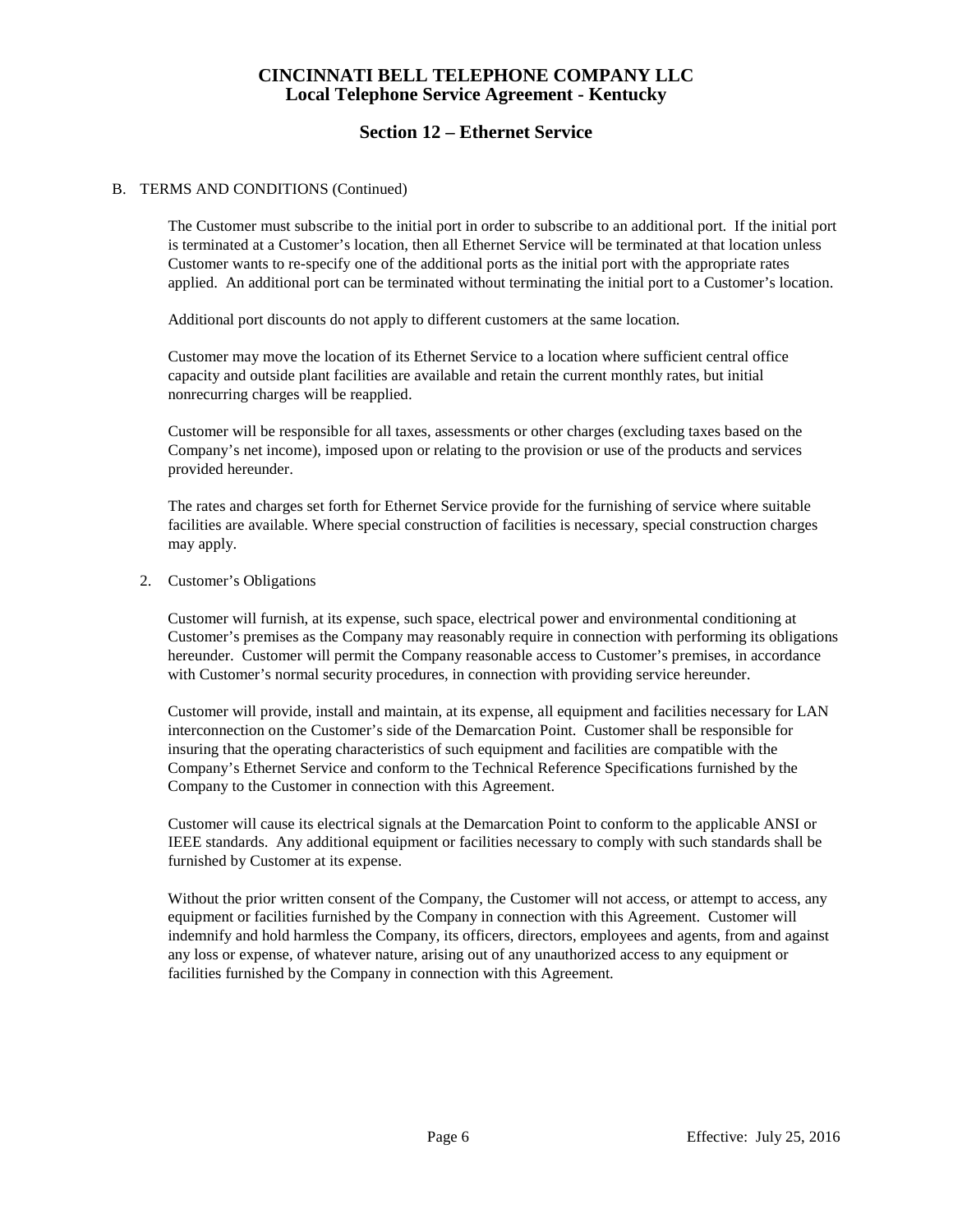# CINCINNATI BELL TELEPHONE COMPANY LLC
## Local Telephone Service Agreement - Kentucky

## Section 12 – Ethernet Service

B. TERMS AND CONDITIONS (Continued)

The Customer must subscribe to the initial port in order to subscribe to an additional port. If the initial port is terminated at a Customer's location, then all Ethernet Service will be terminated at that location unless Customer wants to re-specify one of the additional ports as the initial port with the appropriate rates applied. An additional port can be terminated without terminating the initial port to a Customer's location.

Additional port discounts do not apply to different customers at the same location.

Customer may move the location of its Ethernet Service to a location where sufficient central office capacity and outside plant facilities are available and retain the current monthly rates, but initial nonrecurring charges will be reapplied.

Customer will be responsible for all taxes, assessments or other charges (excluding taxes based on the Company's net income), imposed upon or relating to the provision or use of the products and services provided hereunder.

The rates and charges set forth for Ethernet Service provide for the furnishing of service where suitable facilities are available. Where special construction of facilities is necessary, special construction charges may apply.

2. Customer's Obligations

   Customer will furnish, at its expense, such space, electrical power and environmental conditioning at Customer's premises as the Company may reasonably require in connection with performing its obligations hereunder. Customer will permit the Company reasonable access to Customer's premises, in accordance with Customer's normal security procedures, in connection with providing service hereunder.

   Customer will provide, install and maintain, at its expense, all equipment and facilities necessary for LAN interconnection on the Customer's side of the Demarcation Point. Customer shall be responsible for insuring that the operating characteristics of such equipment and facilities are compatible with the Company's Ethernet Service and conform to the Technical Reference Specifications furnished by the Company to the Customer in connection with this Agreement.

   Customer will cause its electrical signals at the Demarcation Point to conform to the applicable ANSI or IEEE standards. Any additional equipment or facilities necessary to comply with such standards shall be furnished by Customer at its expense.

   Without the prior written consent of the Company, the Customer will not access, or attempt to access, any equipment or facilities furnished by the Company in connection with this Agreement. Customer will indemnify and hold harmless the Company, its officers, directors, employees and agents, from and against any loss or expense, of whatever nature, arising out of any unauthorized access to any equipment or facilities furnished by the Company in connection with this Agreement.

Effective: July 25, 2016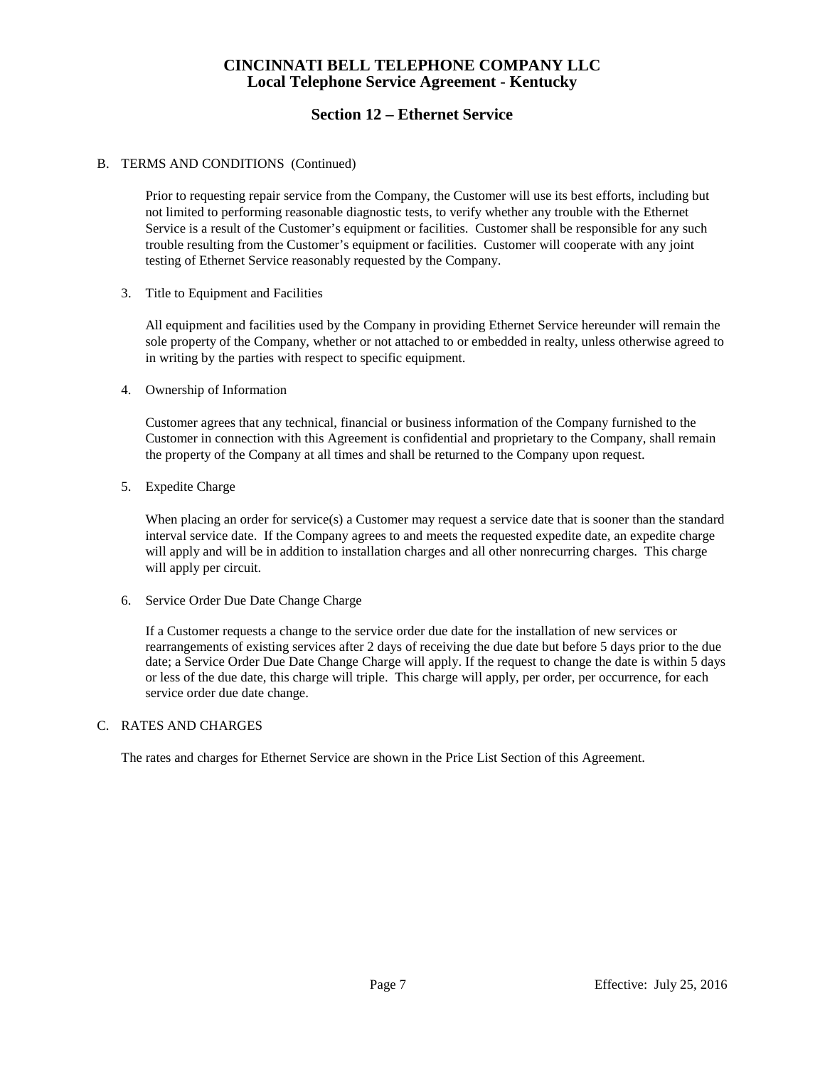# CINCINNATI BELL TELEPHONE COMPANY LLC
## Local Telephone Service Agreement - Kentucky

## Section 12 – Ethernet Service

B. TERMS AND CONDITIONS (Continued)

Prior to requesting repair service from the Company, the Customer will use its best efforts, including but not limited to performing reasonable diagnostic tests, to verify whether any trouble with the Ethernet Service is a result of the Customer's equipment or facilities. Customer shall be responsible for any such trouble resulting from the Customer's equipment or facilities. Customer will cooperate with any joint testing of Ethernet Service reasonably requested by the Company.

3. Title to Equipment and Facilities

   All equipment and facilities used by the Company in providing Ethernet Service hereunder will remain the sole property of the Company, whether or not attached to or embedded in realty, unless otherwise agreed to in writing by the parties with respect to specific equipment.

4. Ownership of Information

   Customer agrees that any technical, financial or business information of the Company furnished to the Customer in connection with this Agreement is confidential and proprietary to the Company, shall remain the property of the Company at all times and shall be returned to the Company upon request.

5. Expedite Charge

   When placing an order for service(s) a Customer may request a service date that is sooner than the standard interval service date. If the Company agrees to and meets the requested expedite date, an expedite charge will apply and will be in addition to installation charges and all other nonrecurring charges. This charge will apply per circuit.

6. Service Order Due Date Change Charge

   If a Customer requests a change to the service order due date for the installation of new services or rearrangements of existing services after 2 days of receiving the due date but before 5 days prior to the due date; a Service Order Due Date Change Charge will apply. If the request to change the date is within 5 days or less of the due date, this charge will triple. This charge will apply, per order, per occurrence, for each service order due date change.

C. RATES AND CHARGES

The rates and charges for Ethernet Service are shown in the Price List Section of this Agreement.

Effective: July 25, 2016